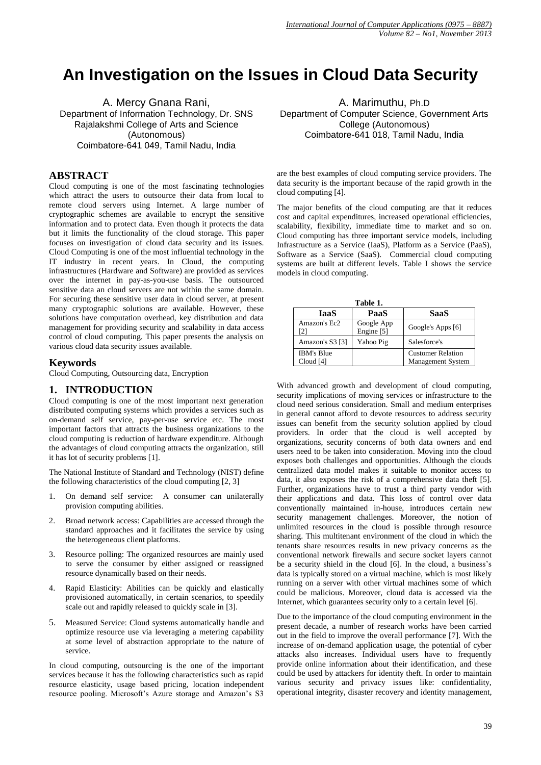# An Investigation on the Issues in Cloud Data Security

A. Mercy Gnana Rani,
Department of Information Technology, Dr. SNS Rajalakshmi College of Arts and Science (Autonomous)
Coimbatore-641 049, Tamil Nadu, India

A. Marimuthu, Ph.D
Department of Computer Science, Government Arts College (Autonomous)
Coimbatore-641 018, Tamil Nadu, India

## ABSTRACT

Cloud computing is one of the most fascinating technologies which attract the users to outsource their data from local to remote cloud servers using Internet. A large number of cryptographic schemes are available to encrypt the sensitive information and to protect data. Even though it protects the data but it limits the functionality of the cloud storage. This paper focuses on investigation of cloud data security and its issues. Cloud Computing is one of the most influential technology in the IT industry in recent years. In Cloud, the computing infrastructures (Hardware and Software) are provided as services over the internet in pay-as-you-use basis. The outsourced sensitive data an cloud servers are not within the same domain. For securing these sensitive user data in cloud server, at present many cryptographic solutions are available. However, these solutions have computation overhead, key distribution and data management for providing security and scalability in data access control of cloud computing. This paper presents the analysis on various cloud data security issues available.

## Keywords

Cloud Computing, Outsourcing data, Encryption

## 1. INTRODUCTION

Cloud computing is one of the most important next generation distributed computing systems which provides a services such as on-demand self service, pay-per-use service etc. The most important factors that attracts the business organizations to the cloud computing is reduction of hardware expenditure. Although the advantages of cloud computing attracts the organization, still it has lot of security problems [1].

The National Institute of Standard and Technology (NIST) define the following characteristics of the cloud computing [2, 3]

1. On demand self service: A consumer can unilaterally provision computing abilities.
2. Broad network access: Capabilities are accessed through the standard approaches and it facilitates the service by using the heterogeneous client platforms.
3. Resource polling: The organized resources are mainly used to serve the consumer by either assigned or reassigned resource dynamically based on their needs.
4. Rapid Elasticity: Abilities can be quickly and elastically provisioned automatically, in certain scenarios, to speedily scale out and rapidly released to quickly scale in [3].
5. Measured Service: Cloud systems automatically handle and optimize resource use via leveraging a metering capability at some level of abstraction appropriate to the nature of service.

In cloud computing, outsourcing is the one of the important services because it has the following characteristics such as rapid resource elasticity, usage based pricing, location independent resource pooling. Microsoft's Azure storage and Amazon's S3 are the best examples of cloud computing service providers. The data security is the important because of the rapid growth in the cloud computing [4].

The major benefits of the cloud computing are that it reduces cost and capital expenditures, increased operational efficiencies, scalability, flexibility, immediate time to market and so on. Cloud computing has three important service models, including Infrastructure as a Service (IaaS), Platform as a Service (PaaS), Software as a Service (SaaS). Commercial cloud computing systems are built at different levels. Table I shows the service models in cloud computing.

**Table 1.**

| IaaS | PaaS | SaaS |
|---|---|---|
| Amazon's Ec2 [2] | Google App Engine [5] | Google's Apps [6] |
| Amazon's S3 [3] | Yahoo Pig | Salesforce's |
| IBM's Blue Cloud [4] | | Customer Relation Management System |

With advanced growth and development of cloud computing, security implications of moving services or infrastructure to the cloud need serious consideration. Small and medium enterprises in general cannot afford to devote resources to address security issues can benefit from the security solution applied by cloud providers. In order that the cloud is well accepted by organizations, security concerns of both data owners and end users need to be taken into consideration. Moving into the cloud exposes both challenges and opportunities. Although the clouds centralized data model makes it suitable to monitor access to data, it also exposes the risk of a comprehensive data theft [5]. Further, organizations have to trust a third party vendor with their applications and data. This loss of control over data conventionally maintained in-house, introduces certain new security management challenges. Moreover, the notion of unlimited resources in the cloud is possible through resource sharing. This multitenant environment of the cloud in which the tenants share resources results in new privacy concerns as the conventional network firewalls and secure socket layers cannot be a security shield in the cloud [6]. In the cloud, a business's data is typically stored on a virtual machine, which is most likely running on a server with other virtual machines some of which could be malicious. Moreover, cloud data is accessed via the Internet, which guarantees security only to a certain level [6].

Due to the importance of the cloud computing environment in the present decade, a number of research works have been carried out in the field to improve the overall performance [7]. With the increase of on-demand application usage, the potential of cyber attacks also increases. Individual users have to frequently provide online information about their identification, and these could be used by attackers for identity theft. In order to maintain various security and privacy issues like: confidentiality, operational integrity, disaster recovery and identity management,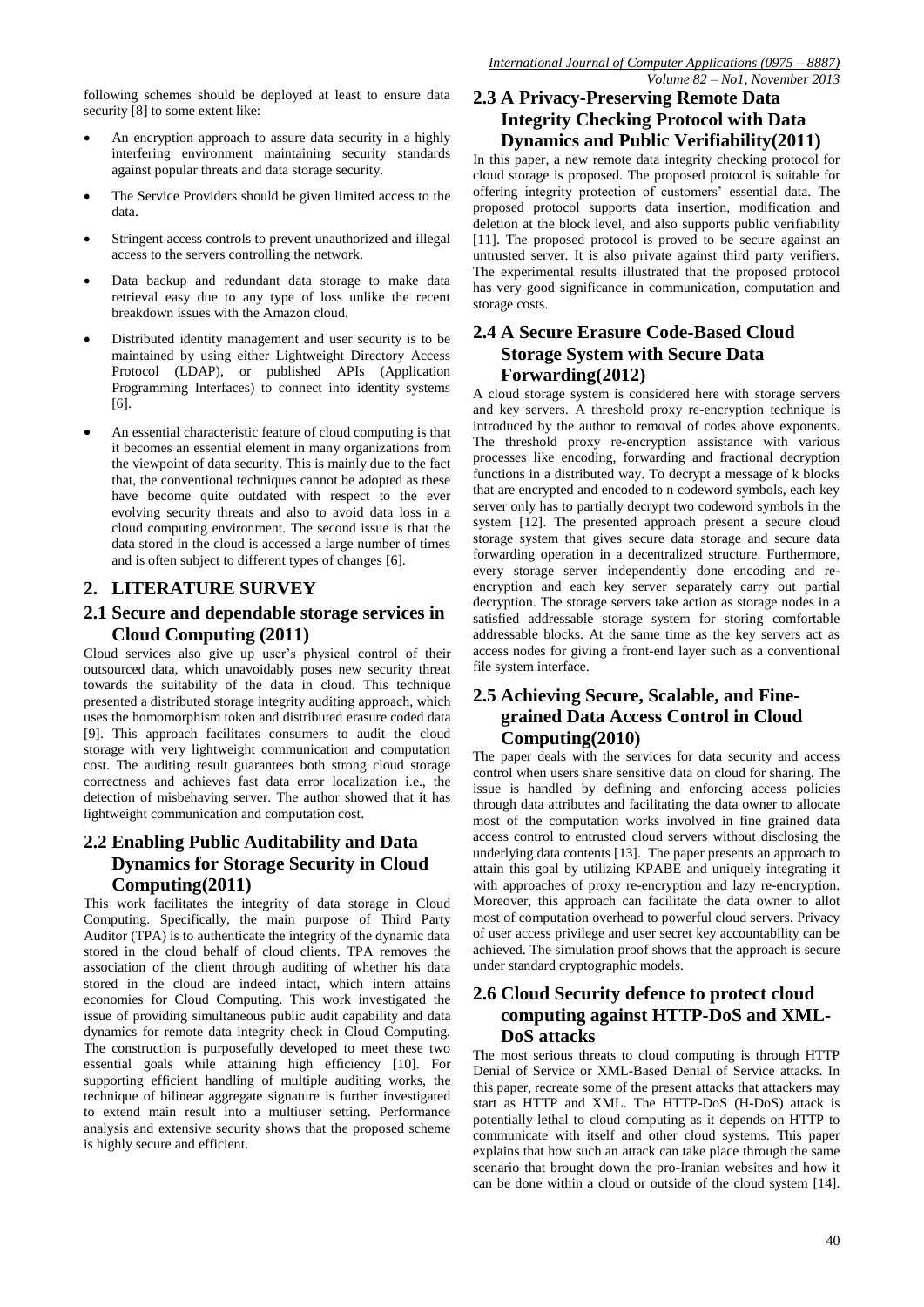following schemes should be deployed at least to ensure data security [8] to some extent like:

- An encryption approach to assure data security in a highly interfering environment maintaining security standards against popular threats and data storage security.
- The Service Providers should be given limited access to the data.
- Stringent access controls to prevent unauthorized and illegal access to the servers controlling the network.
- Data backup and redundant data storage to make data retrieval easy due to any type of loss unlike the recent breakdown issues with the Amazon cloud.
- Distributed identity management and user security is to be maintained by using either Lightweight Directory Access Protocol (LDAP), or published APIs (Application Programming Interfaces) to connect into identity systems [6].
- An essential characteristic feature of cloud computing is that it becomes an essential element in many organizations from the viewpoint of data security. This is mainly due to the fact that, the conventional techniques cannot be adopted as these have become quite outdated with respect to the ever evolving security threats and also to avoid data loss in a cloud computing environment. The second issue is that the data stored in the cloud is accessed a large number of times and is often subject to different types of changes [6].

## 2. LITERATURE SURVEY

### 2.1 Secure and dependable storage services in Cloud Computing (2011)

Cloud services also give up user's physical control of their outsourced data, which unavoidably poses new security threat towards the suitability of the data in cloud. This technique presented a distributed storage integrity auditing approach, which uses the homomorphism token and distributed erasure coded data [9]. This approach facilitates consumers to audit the cloud storage with very lightweight communication and computation cost. The auditing result guarantees both strong cloud storage correctness and achieves fast data error localization i.e., the detection of misbehaving server. The author showed that it has lightweight communication and computation cost.

### 2.2 Enabling Public Auditability and Data Dynamics for Storage Security in Cloud Computing(2011)

This work facilitates the integrity of data storage in Cloud Computing. Specifically, the main purpose of Third Party Auditor (TPA) is to authenticate the integrity of the dynamic data stored in the cloud behalf of cloud clients. TPA removes the association of the client through auditing of whether his data stored in the cloud are indeed intact, which intern attains economies for Cloud Computing. This work investigated the issue of providing simultaneous public audit capability and data dynamics for remote data integrity check in Cloud Computing. The construction is purposefully developed to meet these two essential goals while attaining high efficiency [10]. For supporting efficient handling of multiple auditing works, the technique of bilinear aggregate signature is further investigated to extend main result into a multiuser setting. Performance analysis and extensive security shows that the proposed scheme is highly secure and efficient.

### 2.3 A Privacy-Preserving Remote Data Integrity Checking Protocol with Data Dynamics and Public Verifiability(2011)

In this paper, a new remote data integrity checking protocol for cloud storage is proposed. The proposed protocol is suitable for offering integrity protection of customers' essential data. The proposed protocol supports data insertion, modification and deletion at the block level, and also supports public verifiability [11]. The proposed protocol is proved to be secure against an untrusted server. It is also private against third party verifiers. The experimental results illustrated that the proposed protocol has very good significance in communication, computation and storage costs.

### 2.4 A Secure Erasure Code-Based Cloud Storage System with Secure Data Forwarding(2012)

A cloud storage system is considered here with storage servers and key servers. A threshold proxy re-encryption technique is introduced by the author to removal of codes above exponents. The threshold proxy re-encryption assistance with various processes like encoding, forwarding and fractional decryption functions in a distributed way. To decrypt a message of k blocks that are encrypted and encoded to n codeword symbols, each key server only has to partially decrypt two codeword symbols in the system [12]. The presented approach present a secure cloud storage system that gives secure data storage and secure data forwarding operation in a decentralized structure. Furthermore, every storage server independently done encoding and re-encryption and each key server separately carry out partial decryption. The storage servers take action as storage nodes in a satisfied addressable storage system for storing comfortable addressable blocks. At the same time as the key servers act as access nodes for giving a front-end layer such as a conventional file system interface.

### 2.5 Achieving Secure, Scalable, and Fine-grained Data Access Control in Cloud Computing(2010)

The paper deals with the services for data security and access control when users share sensitive data on cloud for sharing. The issue is handled by defining and enforcing access policies through data attributes and facilitating the data owner to allocate most of the computation works involved in fine grained data access control to entrusted cloud servers without disclosing the underlying data contents [13]. The paper presents an approach to attain this goal by utilizing KPABE and uniquely integrating it with approaches of proxy re-encryption and lazy re-encryption. Moreover, this approach can facilitate the data owner to allot most of computation overhead to powerful cloud servers. Privacy of user access privilege and user secret key accountability can be achieved. The simulation proof shows that the approach is secure under standard cryptographic models.

### 2.6 Cloud Security defence to protect cloud computing against HTTP-DoS and XML-DoS attacks

The most serious threats to cloud computing is through HTTP Denial of Service or XML-Based Denial of Service attacks. In this paper, recreate some of the present attacks that attackers may start as HTTP and XML. The HTTP-DoS (H-DoS) attack is potentially lethal to cloud computing as it depends on HTTP to communicate with itself and other cloud systems. This paper explains that how such an attack can take place through the same scenario that brought down the pro-Iranian websites and how it can be done within a cloud or outside of the cloud system [14].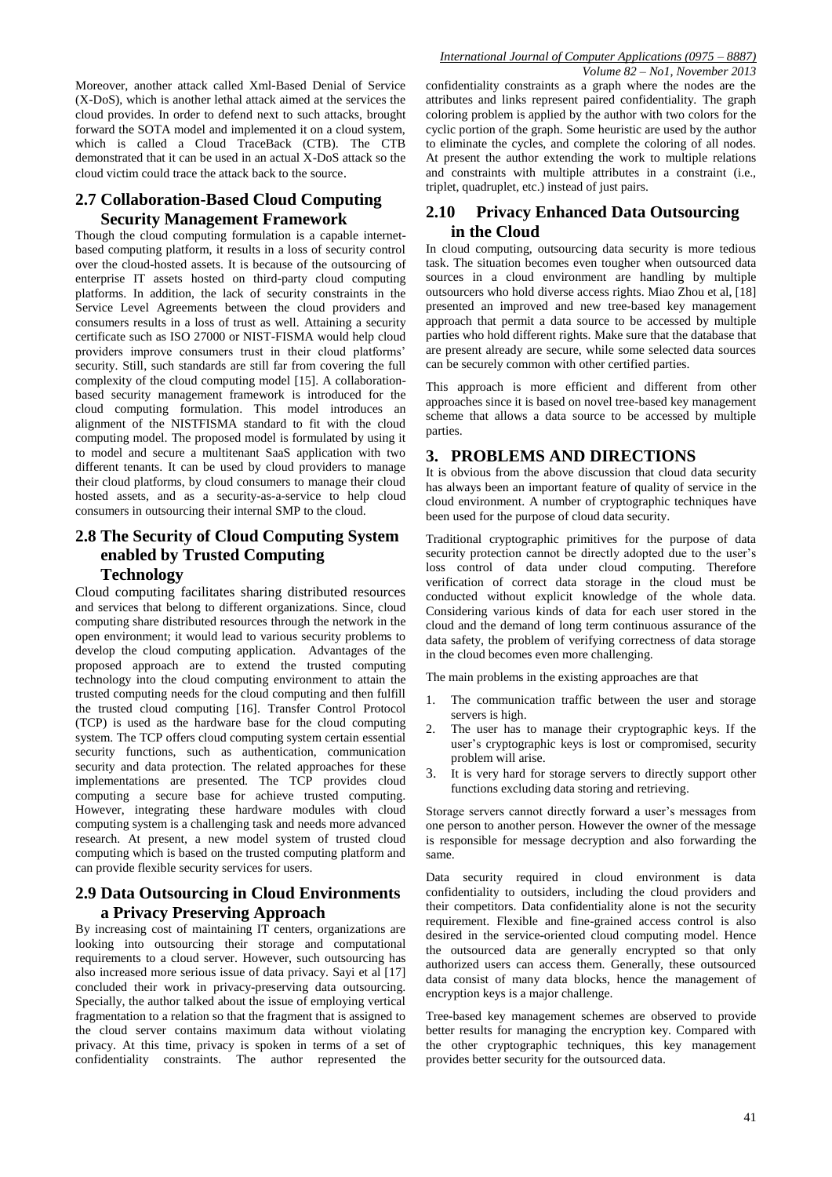Moreover, another attack called Xml-Based Denial of Service (X-DoS), which is another lethal attack aimed at the services the cloud provides. In order to defend next to such attacks, brought forward the SOTA model and implemented it on a cloud system, which is called a Cloud TraceBack (CTB). The CTB demonstrated that it can be used in an actual X-DoS attack so the cloud victim could trace the attack back to the source.

## 2.7 Collaboration-Based Cloud Computing Security Management Framework

Though the cloud computing formulation is a capable internet-based computing platform, it results in a loss of security control over the cloud-hosted assets. It is because of the outsourcing of enterprise IT assets hosted on third-party cloud computing platforms. In addition, the lack of security constraints in the Service Level Agreements between the cloud providers and consumers results in a loss of trust as well. Attaining a security certificate such as ISO 27000 or NIST-FISMA would help cloud providers improve consumers trust in their cloud platforms' security. Still, such standards are still far from covering the full complexity of the cloud computing model [15]. A collaboration-based security management framework is introduced for the cloud computing formulation. This model introduces an alignment of the NISTFISMA standard to fit with the cloud computing model. The proposed model is formulated by using it to model and secure a multitenant SaaS application with two different tenants. It can be used by cloud providers to manage their cloud platforms, by cloud consumers to manage their cloud hosted assets, and as a security-as-a-service to help cloud consumers in outsourcing their internal SMP to the cloud.

## 2.8 The Security of Cloud Computing System enabled by Trusted Computing Technology

Cloud computing facilitates sharing distributed resources and services that belong to different organizations. Since, cloud computing share distributed resources through the network in the open environment; it would lead to various security problems to develop the cloud computing application. Advantages of the proposed approach are to extend the trusted computing technology into the cloud computing environment to attain the trusted computing needs for the cloud computing and then fulfill the trusted cloud computing [16]. Transfer Control Protocol (TCP) is used as the hardware base for the cloud computing system. The TCP offers cloud computing system certain essential security functions, such as authentication, communication security and data protection. The related approaches for these implementations are presented. The TCP provides cloud computing a secure base for achieve trusted computing. However, integrating these hardware modules with cloud computing system is a challenging task and needs more advanced research. At present, a new model system of trusted cloud computing which is based on the trusted computing platform and can provide flexible security services for users.

## 2.9 Data Outsourcing in Cloud Environments a Privacy Preserving Approach

By increasing cost of maintaining IT centers, organizations are looking into outsourcing their storage and computational requirements to a cloud server. However, such outsourcing has also increased more serious issue of data privacy. Sayi et al [17] concluded their work in privacy-preserving data outsourcing. Specially, the author talked about the issue of employing vertical fragmentation to a relation so that the fragment that is assigned to the cloud server contains maximum data without violating privacy. At this time, privacy is spoken in terms of a set of confidentiality constraints. The author represented the confidentiality constraints as a graph where the nodes are the attributes and links represent paired confidentiality. The graph coloring problem is applied by the author with two colors for the cyclic portion of the graph. Some heuristic are used by the author to eliminate the cycles, and complete the coloring of all nodes. At present the author extending the work to multiple relations and constraints with multiple attributes in a constraint (i.e., triplet, quadruplet, etc.) instead of just pairs.

## 2.10 Privacy Enhanced Data Outsourcing in the Cloud

In cloud computing, outsourcing data security is more tedious task. The situation becomes even tougher when outsourced data sources in a cloud environment are handling by multiple outsourcers who hold diverse access rights. Miao Zhou et al, [18] presented an improved and new tree-based key management approach that permit a data source to be accessed by multiple parties who hold different rights. Make sure that the database that are present already are secure, while some selected data sources can be securely common with other certified parties.

This approach is more efficient and different from other approaches since it is based on novel tree-based key management scheme that allows a data source to be accessed by multiple parties.

# 3. PROBLEMS AND DIRECTIONS

It is obvious from the above discussion that cloud data security has always been an important feature of quality of service in the cloud environment. A number of cryptographic techniques have been used for the purpose of cloud data security.

Traditional cryptographic primitives for the purpose of data security protection cannot be directly adopted due to the user's loss control of data under cloud computing. Therefore verification of correct data storage in the cloud must be conducted without explicit knowledge of the whole data. Considering various kinds of data for each user stored in the cloud and the demand of long term continuous assurance of the data safety, the problem of verifying correctness of data storage in the cloud becomes even more challenging.

The main problems in the existing approaches are that

1. The communication traffic between the user and storage servers is high.
2. The user has to manage their cryptographic keys. If the user's cryptographic keys is lost or compromised, security problem will arise.
3. It is very hard for storage servers to directly support other functions excluding data storing and retrieving.

Storage servers cannot directly forward a user's messages from one person to another person. However the owner of the message is responsible for message decryption and also forwarding the same.

Data security required in cloud environment is data confidentiality to outsiders, including the cloud providers and their competitors. Data confidentiality alone is not the security requirement. Flexible and fine-grained access control is also desired in the service-oriented cloud computing model. Hence the outsourced data are generally encrypted so that only authorized users can access them. Generally, these outsourced data consist of many data blocks, hence the management of encryption keys is a major challenge.

Tree-based key management schemes are observed to provide better results for managing the encryption key. Compared with the other cryptographic techniques, this key management provides better security for the outsourced data.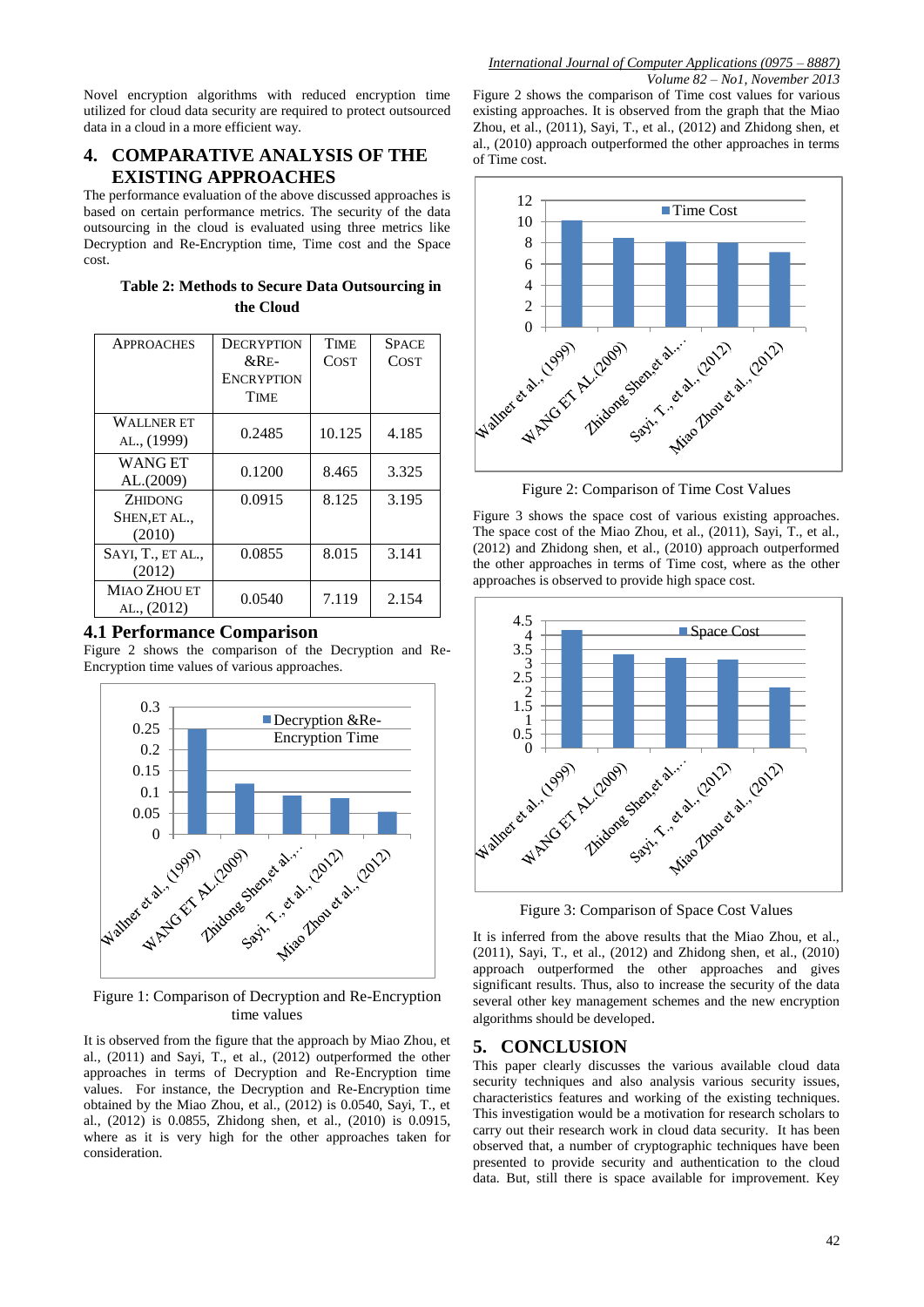Novel encryption algorithms with reduced encryption time utilized for cloud data security are required to protect outsourced data in a cloud in a more efficient way.

# 4. COMPARATIVE ANALYSIS OF THE EXISTING APPROACHES

The performance evaluation of the above discussed approaches is based on certain performance metrics. The security of the data outsourcing in the cloud is evaluated using three metrics like Decryption and Re-Encryption time, Time cost and the Space cost.

**Table 2: Methods to Secure Data Outsourcing in the Cloud**

| APPROACHES | DECRYPTION &RE-ENCRYPTION TIME | TIME COST | SPACE COST |
|---|---|---|---|
| WALLNER ET AL., (1999) | 0.2485 | 10.125 | 4.185 |
| WANG ET AL.(2009) | 0.1200 | 8.465 | 3.325 |
| ZHIDONG SHEN,ET AL., (2010) | 0.0915 | 8.125 | 3.195 |
| SAYI, T., ET AL., (2012) | 0.0855 | 8.015 | 3.141 |
| MIAO ZHOU ET AL., (2012) | 0.0540 | 7.119 | 2.154 |

## 4.1 Performance Comparison

Figure 2 shows the comparison of the Decryption and Re-Encryption time values of various approaches.

0.3
0.25
0.2
0.15
0.1
0.05
0

Decryption &Re-Encryption Time

Wallner et al., (1999)
WANG ET AL.(2009)
Zhidong Shen,et al.,...
Sayi, T., et al., (2012)
Miao Zhou et al., (2012)

Figure 1: Comparison of Decryption and Re-Encryption time values

It is observed from the figure that the approach by Miao Zhou, et al., (2011) and Sayi, T., et al., (2012) outperformed the other approaches in terms of Decryption and Re-Encryption time values. For instance, the Decryption and Re-Encryption time obtained by the Miao Zhou, et al., (2012) is 0.0540, Sayi, T., et al., (2012) is 0.0855, Zhidong shen, et al., (2010) is 0.0915, where as it is very high for the other approaches taken for consideration.

Figure 2 shows the comparison of Time cost values for various existing approaches. It is observed from the graph that the Miao Zhou, et al., (2011), Sayi, T., et al., (2012) and Zhidong shen, et al., (2010) approach outperformed the other approaches in terms of Time cost.

12
10
8
6
4
2
0

Time Cost

Wallner et al., (1999)
WANG ET AL.(2009)
Zhidong Shen,et al.,...
Sayi, T., et al., (2012)
Miao Zhou et al., (2012)

Figure 2: Comparison of Time Cost Values

Figure 3 shows the space cost of various existing approaches. The space cost of the Miao Zhou, et al., (2011), Sayi, T., et al., (2012) and Zhidong shen, et al., (2010) approach outperformed the other approaches in terms of Time cost, where as the other approaches is observed to provide high space cost.

4.5
4
3.5
3
2.5
2
1.5
1
0.5
0

Space Cost

Wallner et al., (1999)
WANG ET AL.(2009)
Zhidong Shen,et al.,...
Sayi, T., et al., (2012)
Miao Zhou et al., (2012)

Figure 3: Comparison of Space Cost Values

It is inferred from the above results that the Miao Zhou, et al., (2011), Sayi, T., et al., (2012) and Zhidong shen, et al., (2010) approach outperformed the other approaches and gives significant results. Thus, also to increase the security of the data several other key management schemes and the new encryption algorithms should be developed.

# 5. CONCLUSION

This paper clearly discusses the various available cloud data security techniques and also analysis various security issues, characteristics features and working of the existing techniques. This investigation would be a motivation for research scholars to carry out their research work in cloud data security. It has been observed that, a number of cryptographic techniques have been presented to provide security and authentication to the cloud data. But, still there is space available for improvement. Key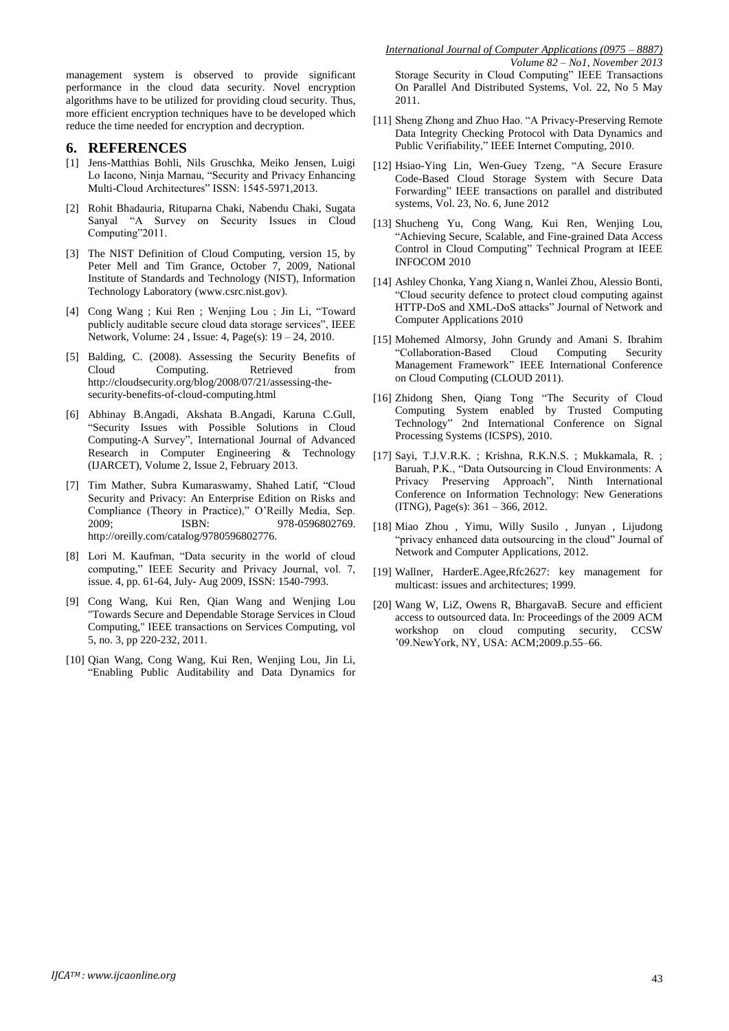management system is observed to provide significant performance in the cloud data security. Novel encryption algorithms have to be utilized for providing cloud security. Thus, more efficient encryption techniques have to be developed which reduce the time needed for encryption and decryption.

## 6. REFERENCES

[1] Jens-Matthias Bohli, Nils Gruschka, Meiko Jensen, Luigi Lo Iacono, Ninja Marnau, "Security and Privacy Enhancing Multi-Cloud Architectures" ISSN: 1545-5971,2013.

[2] Rohit Bhadauria, Rituparna Chaki, Nabendu Chaki, Sugata Sanyal "A Survey on Security Issues in Cloud Computing"2011.

[3] The NIST Definition of Cloud Computing, version 15, by Peter Mell and Tim Grance, October 7, 2009, National Institute of Standards and Technology (NIST), Information Technology Laboratory (www.csrc.nist.gov).

[4] Cong Wang ; Kui Ren ; Wenjing Lou ; Jin Li, "Toward publicly auditable secure cloud data storage services", IEEE Network, Volume: 24 , Issue: 4, Page(s): 19 – 24, 2010.

[5] Balding, C. (2008). Assessing the Security Benefits of Cloud Computing. Retrieved from http://cloudsecurity.org/blog/2008/07/21/assessing-the-security-benefits-of-cloud-computing.html

[6] Abhinay B.Angadi, Akshata B.Angadi, Karuna C.Gull, "Security Issues with Possible Solutions in Cloud Computing-A Survey", International Journal of Advanced Research in Computer Engineering & Technology (IJARCET), Volume 2, Issue 2, February 2013.

[7] Tim Mather, Subra Kumaraswamy, Shahed Latif, "Cloud Security and Privacy: An Enterprise Edition on Risks and Compliance (Theory in Practice)," O'Reilly Media, Sep. 2009; ISBN: 978-0596802769. http://oreilly.com/catalog/9780596802776.

[8] Lori M. Kaufman, "Data security in the world of cloud computing," IEEE Security and Privacy Journal, vol. 7, issue. 4, pp. 61-64, July- Aug 2009, ISSN: 1540-7993.

[9] Cong Wang, Kui Ren, Qian Wang and Wenjing Lou "Towards Secure and Dependable Storage Services in Cloud Computing," IEEE transactions on Services Computing, vol 5, no. 3, pp 220-232, 2011.

[10] Qian Wang, Cong Wang, Kui Ren, Wenjing Lou, Jin Li, "Enabling Public Auditability and Data Dynamics for Storage Security in Cloud Computing" IEEE Transactions On Parallel And Distributed Systems, Vol. 22, No 5 May 2011.

[11] Sheng Zhong and Zhuo Hao. "A Privacy-Preserving Remote Data Integrity Checking Protocol with Data Dynamics and Public Verifiability," IEEE Internet Computing, 2010.

[12] Hsiao-Ying Lin, Wen-Guey Tzeng, "A Secure Erasure Code-Based Cloud Storage System with Secure Data Forwarding" IEEE transactions on parallel and distributed systems, Vol. 23, No. 6, June 2012

[13] Shucheng Yu, Cong Wang, Kui Ren, Wenjing Lou, "Achieving Secure, Scalable, and Fine-grained Data Access Control in Cloud Computing" Technical Program at IEEE INFOCOM 2010

[14] Ashley Chonka, Yang Xiang n, Wanlei Zhou, Alessio Bonti, "Cloud security defence to protect cloud computing against HTTP-DoS and XML-DoS attacks" Journal of Network and Computer Applications 2010

[15] Mohemed Almorsy, John Grundy and Amani S. Ibrahim "Collaboration-Based Cloud Computing Security Management Framework" IEEE International Conference on Cloud Computing (CLOUD 2011).

[16] Zhidong Shen, Qiang Tong "The Security of Cloud Computing System enabled by Trusted Computing Technology" 2nd International Conference on Signal Processing Systems (ICSPS), 2010.

[17] Sayi, T.J.V.R.K. ; Krishna, R.K.N.S. ; Mukkamala, R. ; Baruah, P.K., "Data Outsourcing in Cloud Environments: A Privacy Preserving Approach", Ninth International Conference on Information Technology: New Generations (ITNG), Page(s): 361 – 366, 2012.

[18] Miao Zhou , Yimu, Willy Susilo , Junyan , Lijudong "privacy enhanced data outsourcing in the cloud" Journal of Network and Computer Applications, 2012.

[19] Wallner, HarderE.Agee,Rfc2627: key management for multicast: issues and architectures; 1999.

[20] Wang W, LiZ, Owens R, BhargavaB. Secure and efficient access to outsourced data. In: Proceedings of the 2009 ACM workshop on cloud computing security, CCSW '09.NewYork, NY, USA: ACM;2009.p.55–66.